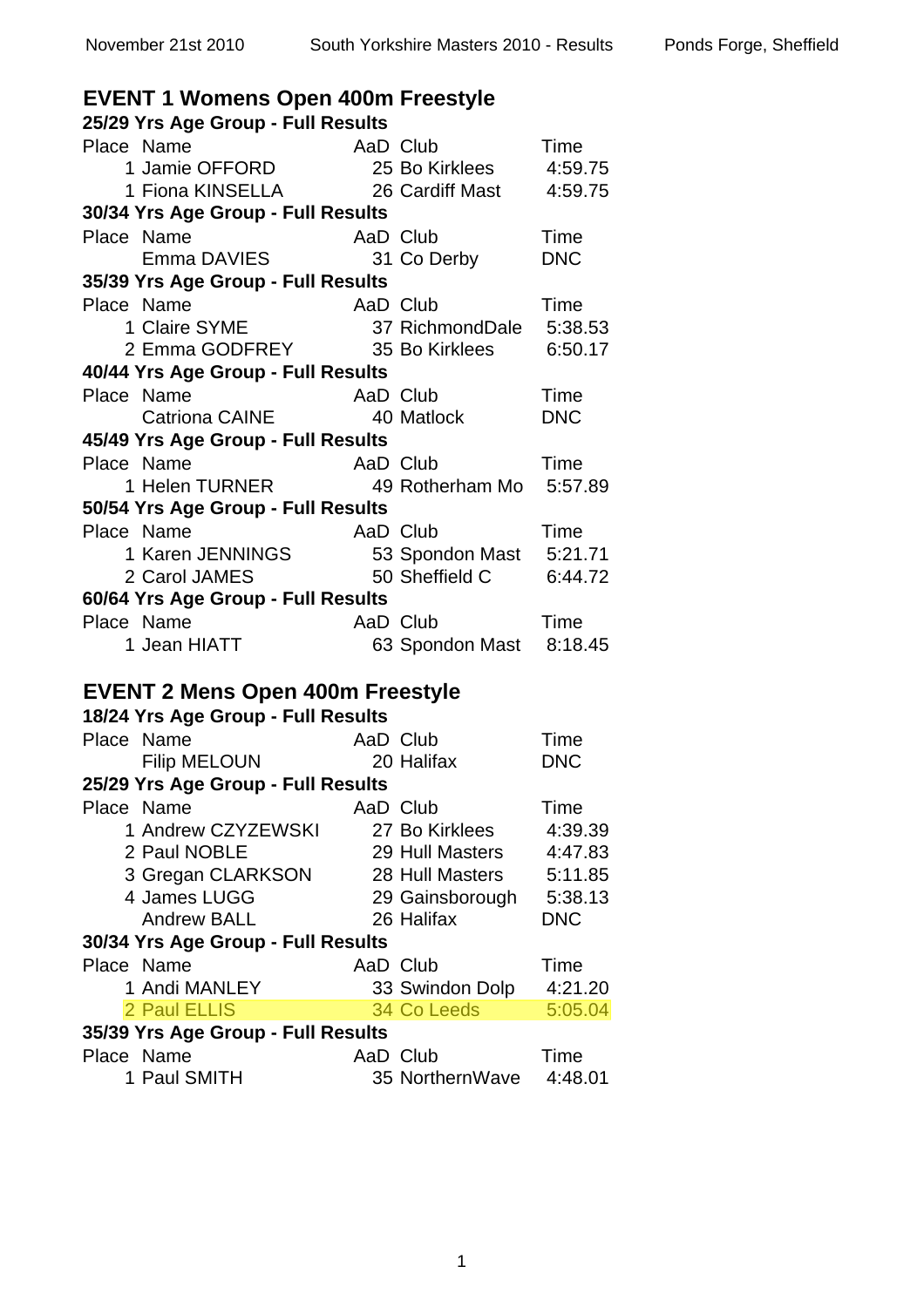## EVENT 1 Womens Open 400m Freestyle

**25/29 Yrs Age Group - Full Results**

| Place | Name | AaD | Club | Time |
|---|---|---|---|---|
| 1 | Jamie OFFORD | 25 | Bo Kirklees | 4:59.75 |
| 1 | Fiona KINSELLA | 26 | Cardiff Mast | 4:59.75 |

**30/34 Yrs Age Group - Full Results**

| Place | Name | AaD | Club | Time |
|---|---|---|---|---|
| | Emma DAVIES | 31 | Co Derby | DNC |

**35/39 Yrs Age Group - Full Results**

| Place | Name | AaD | Club | Time |
|---|---|---|---|---|
| 1 | Claire SYME | 37 | RichmondDale | 5:38.53 |
| 2 | Emma GODFREY | 35 | Bo Kirklees | 6:50.17 |

**40/44 Yrs Age Group - Full Results**

| Place | Name | AaD | Club | Time |
|---|---|---|---|---|
| | Catriona CAINE | 40 | Matlock | DNC |

**45/49 Yrs Age Group - Full Results**

| Place | Name | AaD | Club | Time |
|---|---|---|---|---|
| 1 | Helen TURNER | 49 | Rotherham Mo | 5:57.89 |

**50/54 Yrs Age Group - Full Results**

| Place | Name | AaD | Club | Time |
|---|---|---|---|---|
| 1 | Karen JENNINGS | 53 | Spondon Mast | 5:21.71 |
| 2 | Carol JAMES | 50 | Sheffield C | 6:44.72 |

**60/64 Yrs Age Group - Full Results**

| Place | Name | AaD | Club | Time |
|---|---|---|---|---|
| 1 | Jean HIATT | 63 | Spondon Mast | 8:18.45 |

## EVENT 2 Mens Open 400m Freestyle

**18/24 Yrs Age Group - Full Results**

| Place | Name | AaD | Club | Time |
|---|---|---|---|---|
| | Filip MELOUN | 20 | Halifax | DNC |

**25/29 Yrs Age Group - Full Results**

| Place | Name | AaD | Club | Time |
|---|---|---|---|---|
| 1 | Andrew CZYZEWSKI | 27 | Bo Kirklees | 4:39.39 |
| 2 | Paul NOBLE | 29 | Hull Masters | 4:47.83 |
| 3 | Gregan CLARKSON | 28 | Hull Masters | 5:11.85 |
| 4 | James LUGG | 29 | Gainsborough | 5:38.13 |
| | Andrew BALL | 26 | Halifax | DNC |

**30/34 Yrs Age Group - Full Results**

| Place | Name | AaD | Club | Time |
|---|---|---|---|---|
| 1 | Andi MANLEY | 33 | Swindon Dolp | 4:21.20 |
| 2 | Paul ELLIS | 34 | Co Leeds | 5:05.04 |

**35/39 Yrs Age Group - Full Results**

| Place | Name | AaD | Club | Time |
|---|---|---|---|---|
| 1 | Paul SMITH | 35 | NorthernWave | 4:48.01 |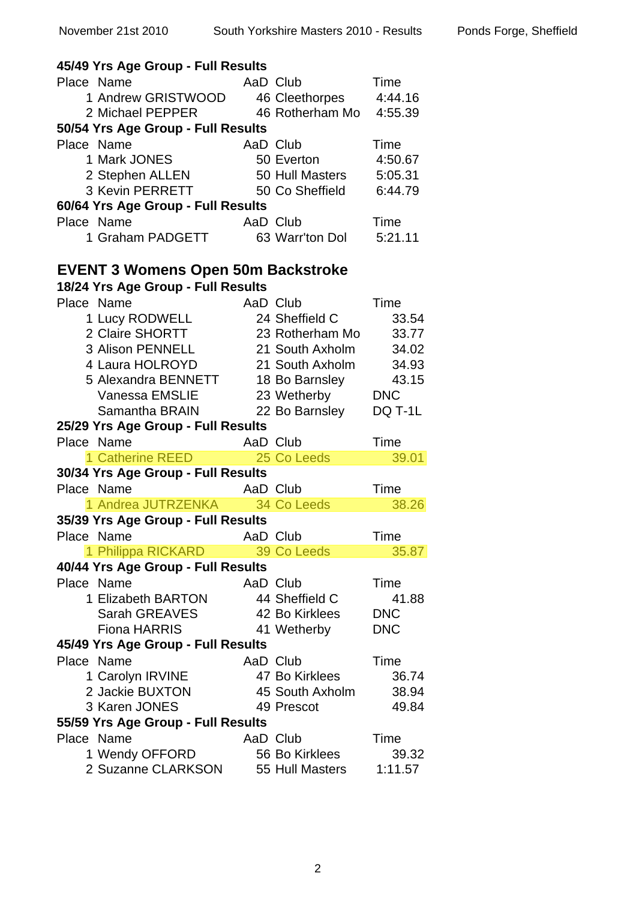### 45/49 Yrs Age Group - Full Results

| Place | Name | AaD | Club | Time |
|---|---|---|---|---|
| 1 | Andrew GRISTWOOD | 46 | Cleethorpes | 4:44.16 |
| 2 | Michael PEPPER | 46 | Rotherham Mo | 4:55.39 |

### 50/54 Yrs Age Group - Full Results

| Place | Name | AaD | Club | Time |
|---|---|---|---|---|
| 1 | Mark JONES | 50 | Everton | 4:50.67 |
| 2 | Stephen ALLEN | 50 | Hull Masters | 5:05.31 |
| 3 | Kevin PERRETT | 50 | Co Sheffield | 6:44.79 |

### 60/64 Yrs Age Group - Full Results

| Place | Name | AaD | Club | Time |
|---|---|---|---|---|
| 1 | Graham PADGETT | 63 | Warr'ton Dol | 5:21.11 |

## EVENT 3 Womens Open 50m Backstroke

### 18/24 Yrs Age Group - Full Results

| Place | Name | AaD | Club | Time |
|---|---|---|---|---|
| 1 | Lucy RODWELL | 24 | Sheffield C | 33.54 |
| 2 | Claire SHORTT | 23 | Rotherham Mo | 33.77 |
| 3 | Alison PENNELL | 21 | South Axholm | 34.02 |
| 4 | Laura HOLROYD | 21 | South Axholm | 34.93 |
| 5 | Alexandra BENNETT | 18 | Bo Barnsley | 43.15 |
| | Vanessa EMSLIE | 23 | Wetherby | DNC |
| | Samantha BRAIN | 22 | Bo Barnsley | DQ T-1L |

### 25/29 Yrs Age Group - Full Results

| Place | Name | AaD | Club | Time |
|---|---|---|---|---|
| 1 | Catherine REED | 25 | Co Leeds | 39.01 |

### 30/34 Yrs Age Group - Full Results

| Place | Name | AaD | Club | Time |
|---|---|---|---|---|
| 1 | Andrea JUTRZENKA | 34 | Co Leeds | 38.26 |

### 35/39 Yrs Age Group - Full Results

| Place | Name | AaD | Club | Time |
|---|---|---|---|---|
| 1 | Philippa RICKARD | 39 | Co Leeds | 35.87 |

### 40/44 Yrs Age Group - Full Results

| Place | Name | AaD | Club | Time |
|---|---|---|---|---|
| 1 | Elizabeth BARTON | 44 | Sheffield C | 41.88 |
| | Sarah GREAVES | 42 | Bo Kirklees | DNC |
| | Fiona HARRIS | 41 | Wetherby | DNC |

### 45/49 Yrs Age Group - Full Results

| Place | Name | AaD | Club | Time |
|---|---|---|---|---|
| 1 | Carolyn IRVINE | 47 | Bo Kirklees | 36.74 |
| 2 | Jackie BUXTON | 45 | South Axholm | 38.94 |
| 3 | Karen JONES | 49 | Prescot | 49.84 |

### 55/59 Yrs Age Group - Full Results

| Place | Name | AaD | Club | Time |
|---|---|---|---|---|
| 1 | Wendy OFFORD | 56 | Bo Kirklees | 39.32 |
| 2 | Suzanne CLARKSON | 55 | Hull Masters | 1:11.57 |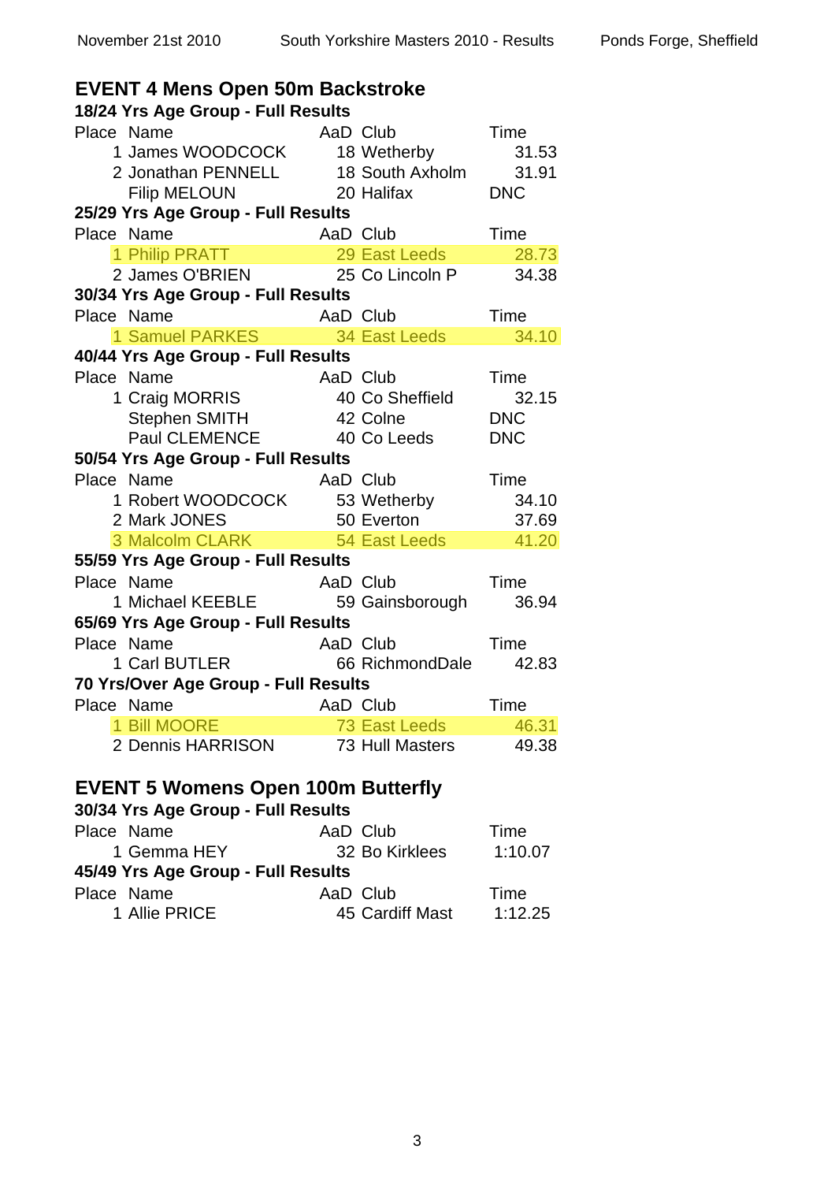## EVENT 4 Mens Open 50m Backstroke

### 18/24 Yrs Age Group - Full Results

| Place | Name | AaD | Club | Time |
|---|---|---|---|---|
| 1 | James WOODCOCK | 18 | Wetherby | 31.53 |
| 2 | Jonathan PENNELL | 18 | South Axholm | 31.91 |
| | Filip MELOUN | 20 | Halifax | DNC |

### 25/29 Yrs Age Group - Full Results

| Place | Name | AaD | Club | Time |
|---|---|---|---|---|
| 1 | Philip PRATT | 29 | East Leeds | 28.73 |
| 2 | James O'BRIEN | 25 | Co Lincoln P | 34.38 |

### 30/34 Yrs Age Group - Full Results

| Place | Name | AaD | Club | Time |
|---|---|---|---|---|
| 1 | Samuel PARKES | 34 | East Leeds | 34.10 |

### 40/44 Yrs Age Group - Full Results

| Place | Name | AaD | Club | Time |
|---|---|---|---|---|
| 1 | Craig MORRIS | 40 | Co Sheffield | 32.15 |
| | Stephen SMITH | 42 | Colne | DNC |
| | Paul CLEMENCE | 40 | Co Leeds | DNC |

### 50/54 Yrs Age Group - Full Results

| Place | Name | AaD | Club | Time |
|---|---|---|---|---|
| 1 | Robert WOODCOCK | 53 | Wetherby | 34.10 |
| 2 | Mark JONES | 50 | Everton | 37.69 |
| 3 | Malcolm CLARK | 54 | East Leeds | 41.20 |

### 55/59 Yrs Age Group - Full Results

| Place | Name | AaD | Club | Time |
|---|---|---|---|---|
| 1 | Michael KEEBLE | 59 | Gainsborough | 36.94 |

### 65/69 Yrs Age Group - Full Results

| Place | Name | AaD | Club | Time |
|---|---|---|---|---|
| 1 | Carl BUTLER | 66 | RichmondDale | 42.83 |

### 70 Yrs/Over Age Group - Full Results

| Place | Name | AaD | Club | Time |
|---|---|---|---|---|
| 1 | Bill MOORE | 73 | East Leeds | 46.31 |
| 2 | Dennis HARRISON | 73 | Hull Masters | 49.38 |

## EVENT 5 Womens Open 100m Butterfly

### 30/34 Yrs Age Group - Full Results

| Place | Name | AaD | Club | Time |
|---|---|---|---|---|
| 1 | Gemma HEY | 32 | Bo Kirklees | 1:10.07 |

### 45/49 Yrs Age Group - Full Results

| Place | Name | AaD | Club | Time |
|---|---|---|---|---|
| 1 | Allie PRICE | 45 | Cardiff Mast | 1:12.25 |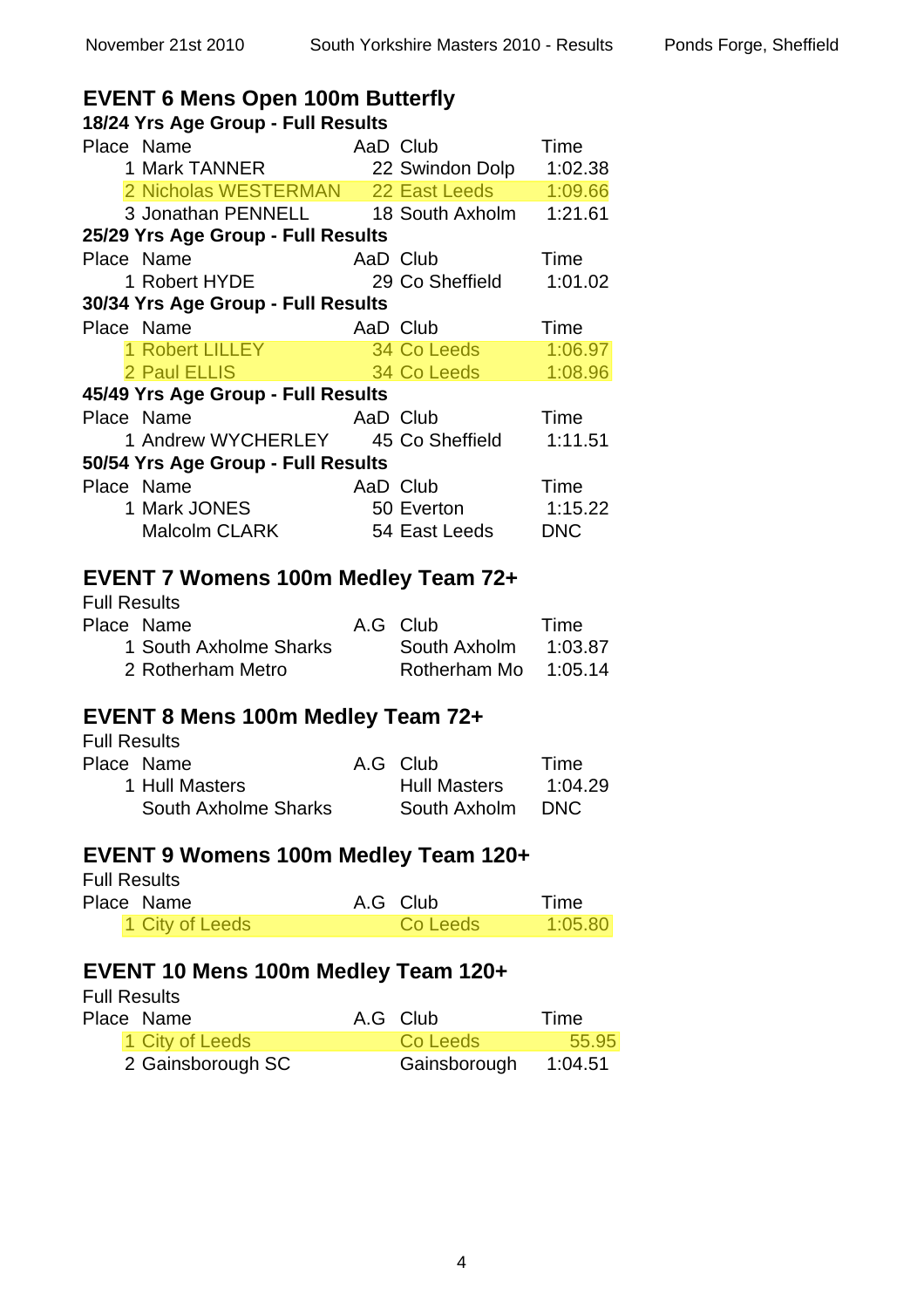## EVENT 6 Mens Open 100m Butterfly

### 18/24 Yrs Age Group - Full Results

| Place | Name | AaD | Club | Time |
|---|---|---|---|---|
| 1 | Mark TANNER | 22 | Swindon Dolp | 1:02.38 |
| 2 | Nicholas WESTERMAN | 22 | East Leeds | 1:09.66 |
| 3 | Jonathan PENNELL | 18 | South Axholm | 1:21.61 |

### 25/29 Yrs Age Group - Full Results

| Place | Name | AaD | Club | Time |
|---|---|---|---|---|
| 1 | Robert HYDE | 29 | Co Sheffield | 1:01.02 |

### 30/34 Yrs Age Group - Full Results

| Place | Name | AaD | Club | Time |
|---|---|---|---|---|
| 1 | Robert LILLEY | 34 | Co Leeds | 1:06.97 |
| 2 | Paul ELLIS | 34 | Co Leeds | 1:08.96 |

### 45/49 Yrs Age Group - Full Results

| Place | Name | AaD | Club | Time |
|---|---|---|---|---|
| 1 | Andrew WYCHERLEY | 45 | Co Sheffield | 1:11.51 |

### 50/54 Yrs Age Group - Full Results

| Place | Name | AaD | Club | Time |
|---|---|---|---|---|
| 1 | Mark JONES | 50 | Everton | 1:15.22 |
| | Malcolm CLARK | 54 | East Leeds | DNC |

## EVENT 7 Womens 100m Medley Team 72+

Full Results

| Place | Name | A.G | Club | Time |
|---|---|---|---|---|
| 1 | South Axholme Sharks | | South Axholm | 1:03.87 |
| 2 | Rotherham Metro | | Rotherham Mo | 1:05.14 |

## EVENT 8 Mens 100m Medley Team 72+

Full Results

| Place | Name | A.G | Club | Time |
|---|---|---|---|---|
| 1 | Hull Masters | | Hull Masters | 1:04.29 |
| | South Axholme Sharks | | South Axholm | DNC |

## EVENT 9 Womens 100m Medley Team 120+

Full Results

| Place | Name | A.G | Club | Time |
|---|---|---|---|---|
| 1 | City of Leeds | | Co Leeds | 1:05.80 |

## EVENT 10 Mens 100m Medley Team 120+

Full Results

| Place | Name | A.G | Club | Time |
|---|---|---|---|---|
| 1 | City of Leeds | | Co Leeds | 55.95 |
| 2 | Gainsborough SC | | Gainsborough | 1:04.51 |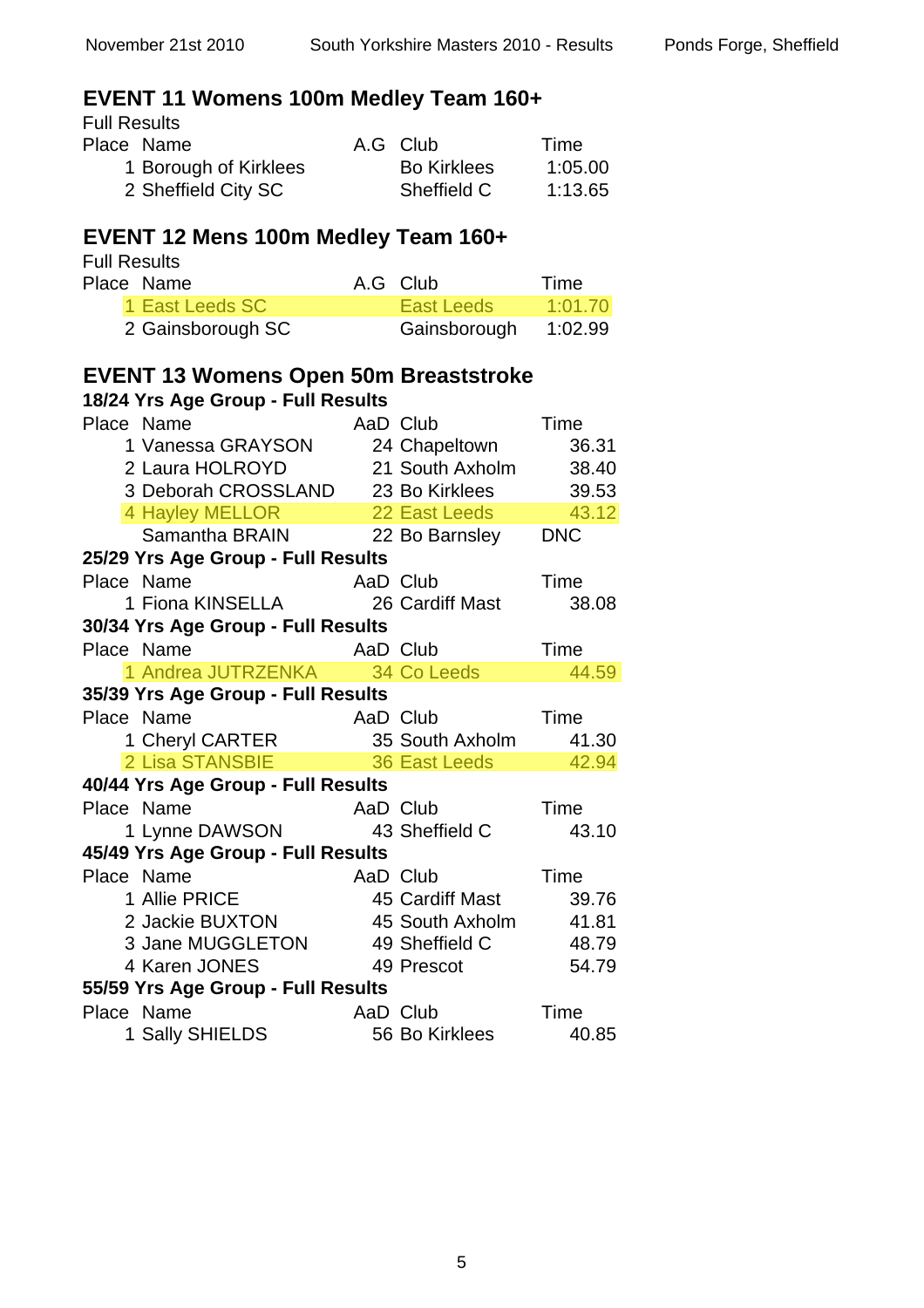## EVENT 11 Womens 100m Medley Team 160+

Full Results

| Place | Name | A.G | Club | Time |
|---|---|---|---|---|
| 1 | Borough of Kirklees | | Bo Kirklees | 1:05.00 |
| 2 | Sheffield City SC | | Sheffield C | 1:13.65 |

## EVENT 12 Mens 100m Medley Team 160+

Full Results

| Place | Name | A.G | Club | Time |
|---|---|---|---|---|
| 1 | East Leeds SC | | East Leeds | 1:01.70 |
| 2 | Gainsborough SC | | Gainsborough | 1:02.99 |

## EVENT 13 Womens Open 50m Breaststroke

**18/24 Yrs Age Group - Full Results**

| Place | Name | AaD | Club | Time |
|---|---|---|---|---|
| 1 | Vanessa GRAYSON | 24 | Chapeltown | 36.31 |
| 2 | Laura HOLROYD | 21 | South Axholm | 38.40 |
| 3 | Deborah CROSSLAND | 23 | Bo Kirklees | 39.53 |
| 4 | Hayley MELLOR | 22 | East Leeds | 43.12 |
| | Samantha BRAIN | 22 | Bo Barnsley | DNC |

**25/29 Yrs Age Group - Full Results**

| Place | Name | AaD | Club | Time |
|---|---|---|---|---|
| 1 | Fiona KINSELLA | 26 | Cardiff Mast | 38.08 |

**30/34 Yrs Age Group - Full Results**

| Place | Name | AaD | Club | Time |
|---|---|---|---|---|
| 1 | Andrea JUTRZENKA | 34 | Co Leeds | 44.59 |

**35/39 Yrs Age Group - Full Results**

| Place | Name | AaD | Club | Time |
|---|---|---|---|---|
| 1 | Cheryl CARTER | 35 | South Axholm | 41.30 |
| 2 | Lisa STANSBIE | 36 | East Leeds | 42.94 |

**40/44 Yrs Age Group - Full Results**

| Place | Name | AaD | Club | Time |
|---|---|---|---|---|
| 1 | Lynne DAWSON | 43 | Sheffield C | 43.10 |

**45/49 Yrs Age Group - Full Results**

| Place | Name | AaD | Club | Time |
|---|---|---|---|---|
| 1 | Allie PRICE | 45 | Cardiff Mast | 39.76 |
| 2 | Jackie BUXTON | 45 | South Axholm | 41.81 |
| 3 | Jane MUGGLETON | 49 | Sheffield C | 48.79 |
| 4 | Karen JONES | 49 | Prescot | 54.79 |

**55/59 Yrs Age Group - Full Results**

| Place | Name | AaD | Club | Time |
|---|---|---|---|---|
| 1 | Sally SHIELDS | 56 | Bo Kirklees | 40.85 |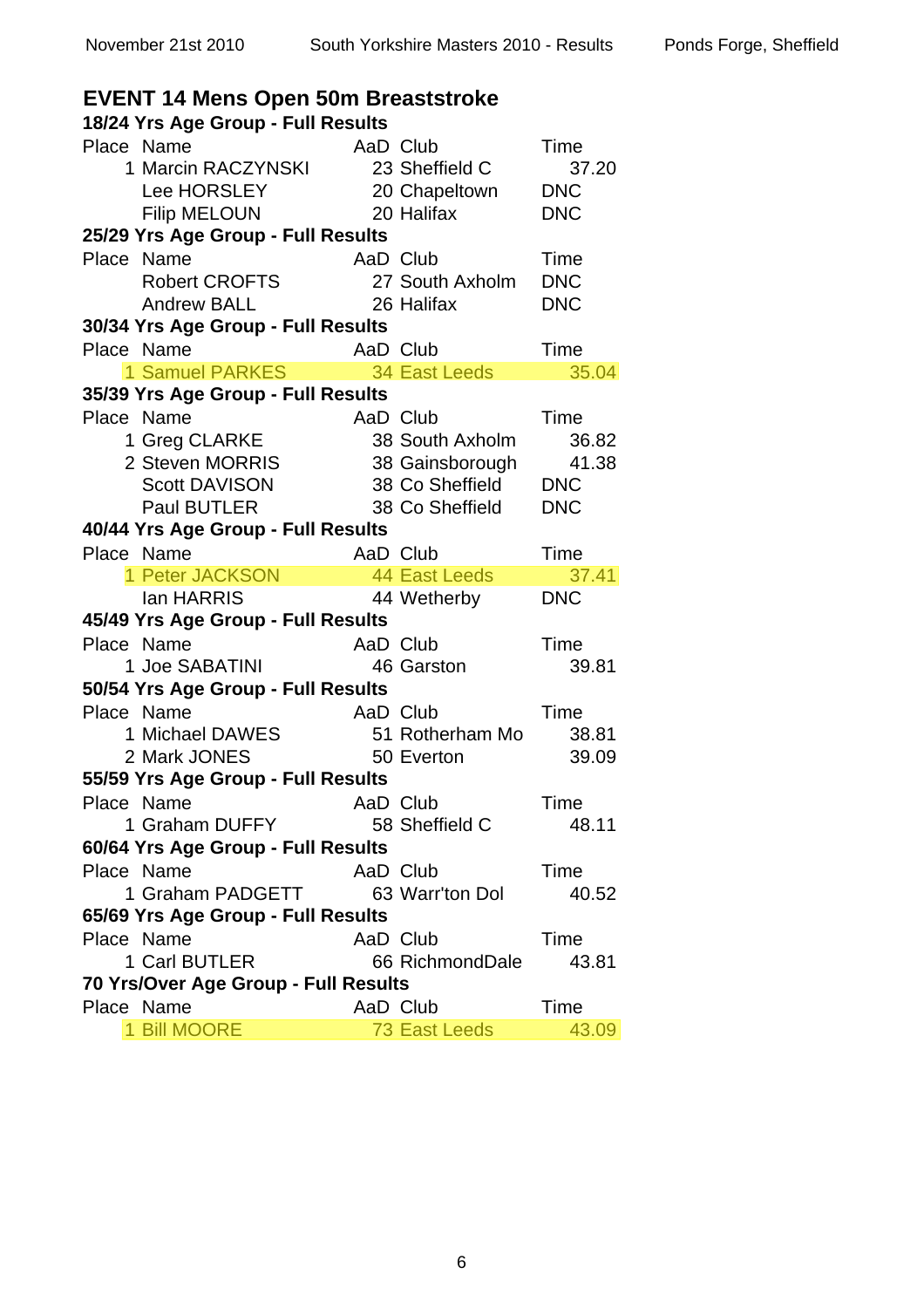## EVENT 14 Mens Open 50m Breaststroke

### 18/24 Yrs Age Group - Full Results

| Place | Name | AaD | Club | Time |
|---|---|---|---|---|
| 1 | Marcin RACZYNSKI | 23 | Sheffield C | 37.20 |
| | Lee HORSLEY | 20 | Chapeltown | DNC |
| | Filip MELOUN | 20 | Halifax | DNC |

### 25/29 Yrs Age Group - Full Results

| Place | Name | AaD | Club | Time |
|---|---|---|---|---|
| | Robert CROFTS | 27 | South Axholm | DNC |
| | Andrew BALL | 26 | Halifax | DNC |

### 30/34 Yrs Age Group - Full Results

| Place | Name | AaD | Club | Time |
|---|---|---|---|---|
| 1 | Samuel PARKES | 34 | East Leeds | 35.04 |

### 35/39 Yrs Age Group - Full Results

| Place | Name | AaD | Club | Time |
|---|---|---|---|---|
| 1 | Greg CLARKE | 38 | South Axholm | 36.82 |
| 2 | Steven MORRIS | 38 | Gainsborough | 41.38 |
| | Scott DAVISON | 38 | Co Sheffield | DNC |
| | Paul BUTLER | 38 | Co Sheffield | DNC |

### 40/44 Yrs Age Group - Full Results

| Place | Name | AaD | Club | Time |
|---|---|---|---|---|
| 1 | Peter JACKSON | 44 | East Leeds | 37.41 |
| | Ian HARRIS | 44 | Wetherby | DNC |

### 45/49 Yrs Age Group - Full Results

| Place | Name | AaD | Club | Time |
|---|---|---|---|---|
| 1 | Joe SABATINI | 46 | Garston | 39.81 |

### 50/54 Yrs Age Group - Full Results

| Place | Name | AaD | Club | Time |
|---|---|---|---|---|
| 1 | Michael DAWES | 51 | Rotherham Mo | 38.81 |
| 2 | Mark JONES | 50 | Everton | 39.09 |

### 55/59 Yrs Age Group - Full Results

| Place | Name | AaD | Club | Time |
|---|---|---|---|---|
| 1 | Graham DUFFY | 58 | Sheffield C | 48.11 |

### 60/64 Yrs Age Group - Full Results

| Place | Name | AaD | Club | Time |
|---|---|---|---|---|
| 1 | Graham PADGETT | 63 | Warr'ton Dol | 40.52 |

### 65/69 Yrs Age Group - Full Results

| Place | Name | AaD | Club | Time |
|---|---|---|---|---|
| 1 | Carl BUTLER | 66 | RichmondDale | 43.81 |

### 70 Yrs/Over Age Group - Full Results

| Place | Name | AaD | Club | Time |
|---|---|---|---|---|
| 1 | Bill MOORE | 73 | East Leeds | 43.09 |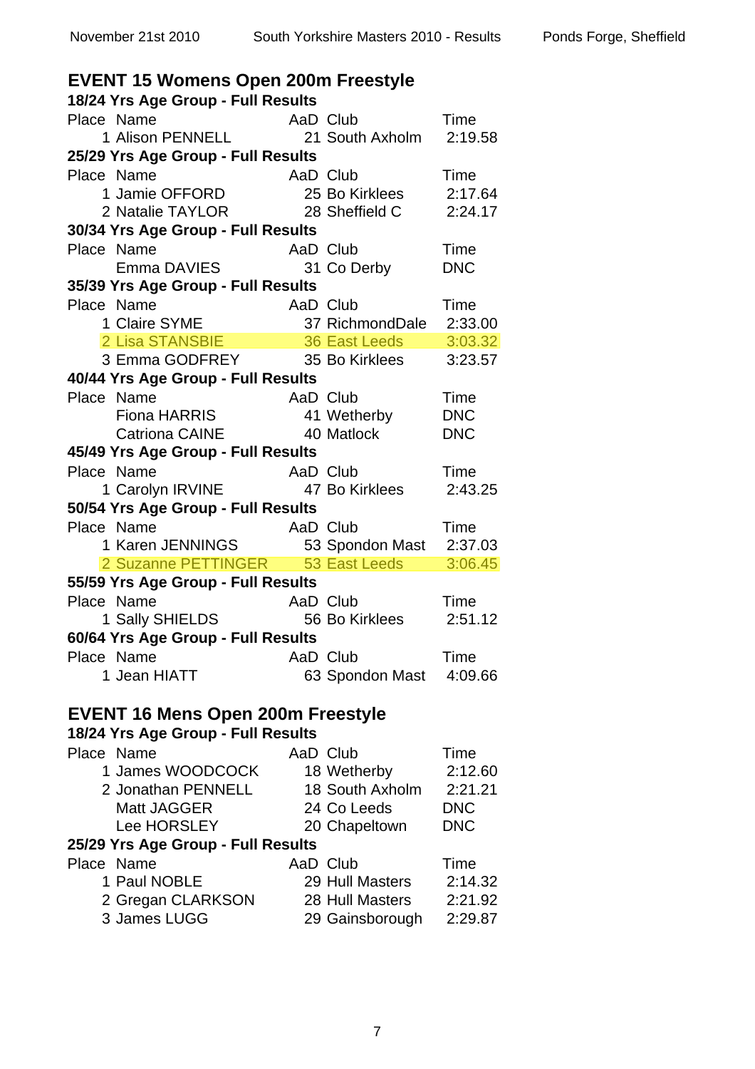## EVENT 15 Womens Open 200m Freestyle

### 18/24 Yrs Age Group - Full Results

| Place | Name | AaD | Club | Time |
|---|---|---|---|---|
| 1 | Alison PENNELL | 21 | South Axholm | 2:19.58 |

### 25/29 Yrs Age Group - Full Results

| Place | Name | AaD | Club | Time |
|---|---|---|---|---|
| 1 | Jamie OFFORD | 25 | Bo Kirklees | 2:17.64 |
| 2 | Natalie TAYLOR | 28 | Sheffield C | 2:24.17 |

### 30/34 Yrs Age Group - Full Results

| Place | Name | AaD | Club | Time |
|---|---|---|---|---|
| | Emma DAVIES | 31 | Co Derby | DNC |

### 35/39 Yrs Age Group - Full Results

| Place | Name | AaD | Club | Time |
|---|---|---|---|---|
| 1 | Claire SYME | 37 | RichmondDale | 2:33.00 |
| 2 | Lisa STANSBIE | 36 | East Leeds | 3:03.32 |
| 3 | Emma GODFREY | 35 | Bo Kirklees | 3:23.57 |

### 40/44 Yrs Age Group - Full Results

| Place | Name | AaD | Club | Time |
|---|---|---|---|---|
| | Fiona HARRIS | 41 | Wetherby | DNC |
| | Catriona CAINE | 40 | Matlock | DNC |

### 45/49 Yrs Age Group - Full Results

| Place | Name | AaD | Club | Time |
|---|---|---|---|---|
| 1 | Carolyn IRVINE | 47 | Bo Kirklees | 2:43.25 |

### 50/54 Yrs Age Group - Full Results

| Place | Name | AaD | Club | Time |
|---|---|---|---|---|
| 1 | Karen JENNINGS | 53 | Spondon Mast | 2:37.03 |
| 2 | Suzanne PETTINGER | 53 | East Leeds | 3:06.45 |

### 55/59 Yrs Age Group - Full Results

| Place | Name | AaD | Club | Time |
|---|---|---|---|---|
| 1 | Sally SHIELDS | 56 | Bo Kirklees | 2:51.12 |

### 60/64 Yrs Age Group - Full Results

| Place | Name | AaD | Club | Time |
|---|---|---|---|---|
| 1 | Jean HIATT | 63 | Spondon Mast | 4:09.66 |

## EVENT 16 Mens Open 200m Freestyle

### 18/24 Yrs Age Group - Full Results

| Place | Name | AaD | Club | Time |
|---|---|---|---|---|
| 1 | James WOODCOCK | 18 | Wetherby | 2:12.60 |
| 2 | Jonathan PENNELL | 18 | South Axholm | 2:21.21 |
| | Matt JAGGER | 24 | Co Leeds | DNC |
| | Lee HORSLEY | 20 | Chapeltown | DNC |

### 25/29 Yrs Age Group - Full Results

| Place | Name | AaD | Club | Time |
|---|---|---|---|---|
| 1 | Paul NOBLE | 29 | Hull Masters | 2:14.32 |
| 2 | Gregan CLARKSON | 28 | Hull Masters | 2:21.92 |
| 3 | James LUGG | 29 | Gainsborough | 2:29.87 |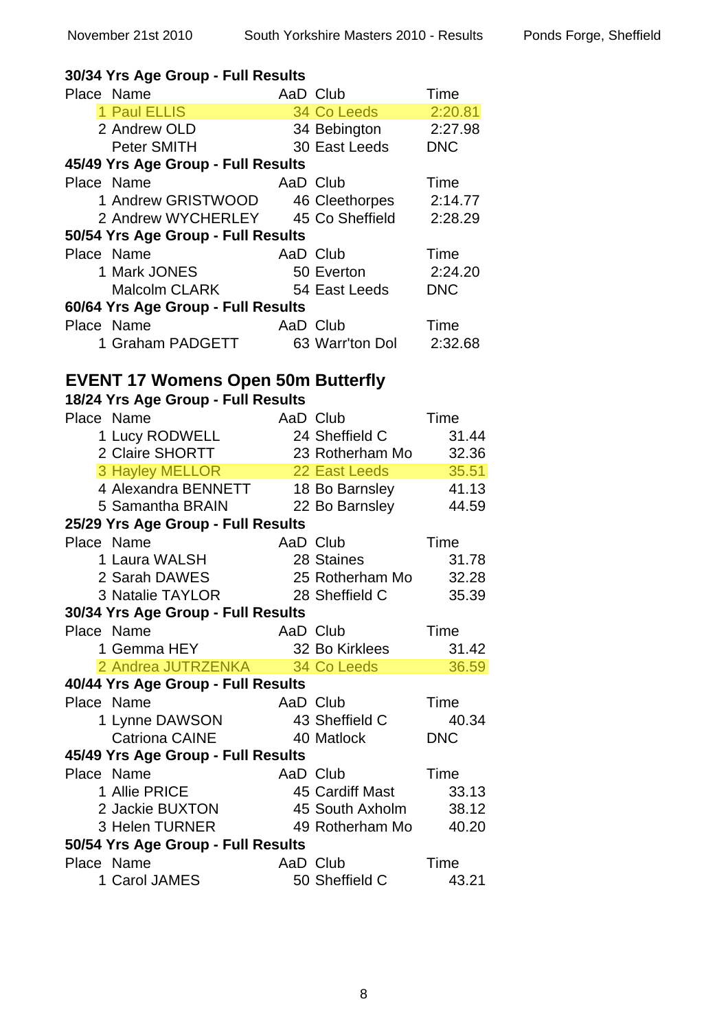**30/34 Yrs Age Group - Full Results**

| Place | Name | AaD | Club | Time |
|---|---|---|---|---|
| 1 | Paul ELLIS | 34 | Co Leeds | 2:20.81 |
| 2 | Andrew OLD | 34 | Bebington | 2:27.98 |
| | Peter SMITH | 30 | East Leeds | DNC |

**45/49 Yrs Age Group - Full Results**

| Place | Name | AaD | Club | Time |
|---|---|---|---|---|
| 1 | Andrew GRISTWOOD | 46 | Cleethorpes | 2:14.77 |
| 2 | Andrew WYCHERLEY | 45 | Co Sheffield | 2:28.29 |

**50/54 Yrs Age Group - Full Results**

| Place | Name | AaD | Club | Time |
|---|---|---|---|---|
| 1 | Mark JONES | 50 | Everton | 2:24.20 |
| | Malcolm CLARK | 54 | East Leeds | DNC |

**60/64 Yrs Age Group - Full Results**

| Place | Name | AaD | Club | Time |
|---|---|---|---|---|
| 1 | Graham PADGETT | 63 | Warr'ton Dol | 2:32.68 |

## EVENT 17 Womens Open 50m Butterfly

**18/24 Yrs Age Group - Full Results**

| Place | Name | AaD | Club | Time |
|---|---|---|---|---|
| 1 | Lucy RODWELL | 24 | Sheffield C | 31.44 |
| 2 | Claire SHORTT | 23 | Rotherham Mo | 32.36 |
| 3 | Hayley MELLOR | 22 | East Leeds | 35.51 |
| 4 | Alexandra BENNETT | 18 | Bo Barnsley | 41.13 |
| 5 | Samantha BRAIN | 22 | Bo Barnsley | 44.59 |

**25/29 Yrs Age Group - Full Results**

| Place | Name | AaD | Club | Time |
|---|---|---|---|---|
| 1 | Laura WALSH | 28 | Staines | 31.78 |
| 2 | Sarah DAWES | 25 | Rotherham Mo | 32.28 |
| 3 | Natalie TAYLOR | 28 | Sheffield C | 35.39 |

**30/34 Yrs Age Group - Full Results**

| Place | Name | AaD | Club | Time |
|---|---|---|---|---|
| 1 | Gemma HEY | 32 | Bo Kirklees | 31.42 |
| 2 | Andrea JUTRZENKA | 34 | Co Leeds | 36.59 |

**40/44 Yrs Age Group - Full Results**

| Place | Name | AaD | Club | Time |
|---|---|---|---|---|
| 1 | Lynne DAWSON | 43 | Sheffield C | 40.34 |
| | Catriona CAINE | 40 | Matlock | DNC |

**45/49 Yrs Age Group - Full Results**

| Place | Name | AaD | Club | Time |
|---|---|---|---|---|
| 1 | Allie PRICE | 45 | Cardiff Mast | 33.13 |
| 2 | Jackie BUXTON | 45 | South Axholm | 38.12 |
| 3 | Helen TURNER | 49 | Rotherham Mo | 40.20 |

**50/54 Yrs Age Group - Full Results**

| Place | Name | AaD | Club | Time |
|---|---|---|---|---|
| 1 | Carol JAMES | 50 | Sheffield C | 43.21 |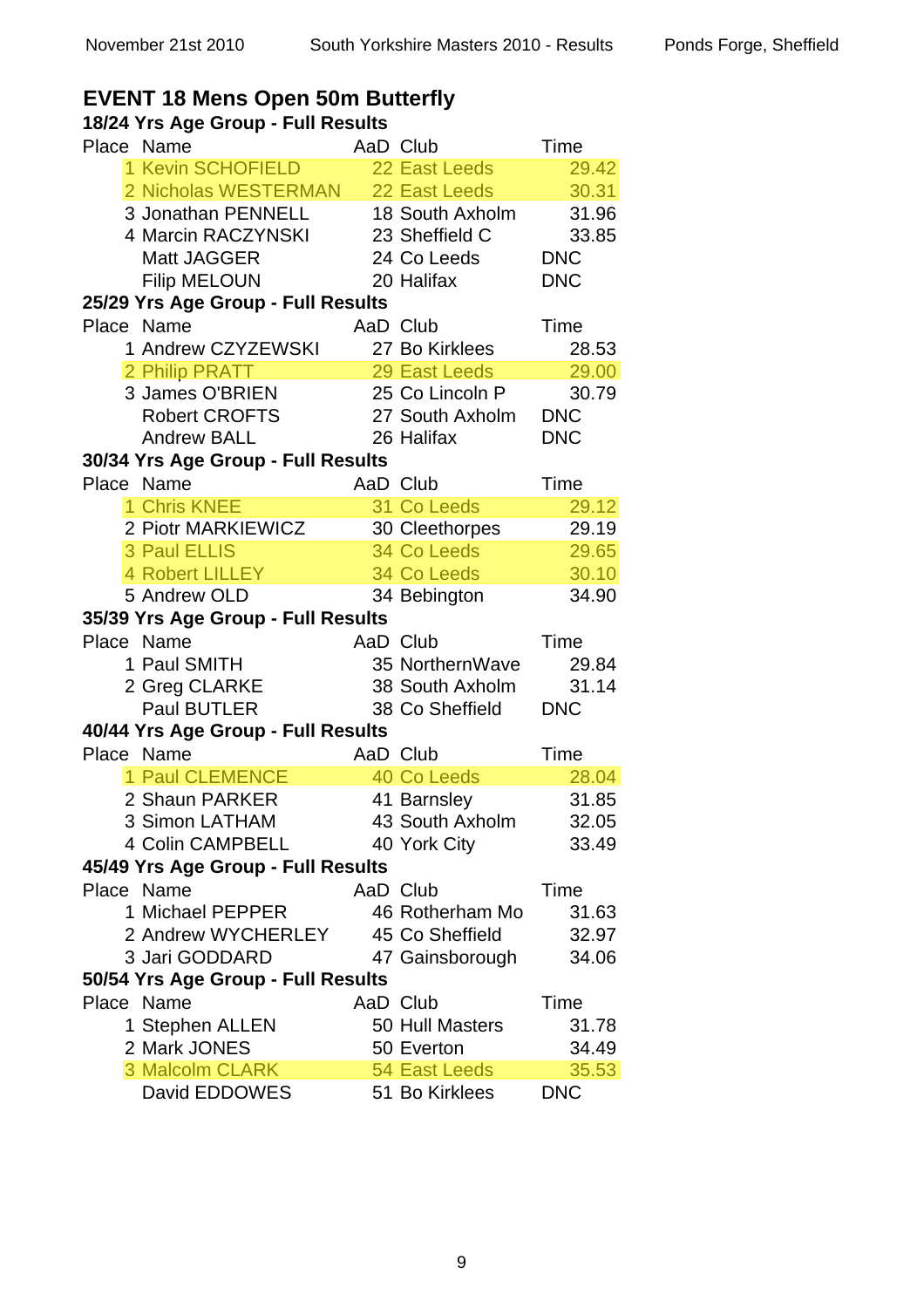# EVENT 18 Mens Open 50m Butterfly

### 18/24 Yrs Age Group - Full Results

| Place | Name | AaD | Club | Time |
|---|---|---|---|---|
| 1 | Kevin SCHOFIELD | 22 | East Leeds | 29.42 |
| 2 | Nicholas WESTERMAN | 22 | East Leeds | 30.31 |
| 3 | Jonathan PENNELL | 18 | South Axholm | 31.96 |
| 4 | Marcin RACZYNSKI | 23 | Sheffield C | 33.85 |
| | Matt JAGGER | 24 | Co Leeds | DNC |
| | Filip MELOUN | 20 | Halifax | DNC |

### 25/29 Yrs Age Group - Full Results

| Place | Name | AaD | Club | Time |
|---|---|---|---|---|
| 1 | Andrew CZYZEWSKI | 27 | Bo Kirklees | 28.53 |
| 2 | Philip PRATT | 29 | East Leeds | 29.00 |
| 3 | James O'BRIEN | 25 | Co Lincoln P | 30.79 |
| | Robert CROFTS | 27 | South Axholm | DNC |
| | Andrew BALL | 26 | Halifax | DNC |

### 30/34 Yrs Age Group - Full Results

| Place | Name | AaD | Club | Time |
|---|---|---|---|---|
| 1 | Chris KNEE | 31 | Co Leeds | 29.12 |
| 2 | Piotr MARKIEWICZ | 30 | Cleethorpes | 29.19 |
| 3 | Paul ELLIS | 34 | Co Leeds | 29.65 |
| 4 | Robert LILLEY | 34 | Co Leeds | 30.10 |
| 5 | Andrew OLD | 34 | Bebington | 34.90 |

### 35/39 Yrs Age Group - Full Results

| Place | Name | AaD | Club | Time |
|---|---|---|---|---|
| 1 | Paul SMITH | 35 | NorthernWave | 29.84 |
| 2 | Greg CLARKE | 38 | South Axholm | 31.14 |
| | Paul BUTLER | 38 | Co Sheffield | DNC |

### 40/44 Yrs Age Group - Full Results

| Place | Name | AaD | Club | Time |
|---|---|---|---|---|
| 1 | Paul CLEMENCE | 40 | Co Leeds | 28.04 |
| 2 | Shaun PARKER | 41 | Barnsley | 31.85 |
| 3 | Simon LATHAM | 43 | South Axholm | 32.05 |
| 4 | Colin CAMPBELL | 40 | York City | 33.49 |

### 45/49 Yrs Age Group - Full Results

| Place | Name | AaD | Club | Time |
|---|---|---|---|---|
| 1 | Michael PEPPER | 46 | Rotherham Mo | 31.63 |
| 2 | Andrew WYCHERLEY | 45 | Co Sheffield | 32.97 |
| 3 | Jari GODDARD | 47 | Gainsborough | 34.06 |

### 50/54 Yrs Age Group - Full Results

| Place | Name | AaD | Club | Time |
|---|---|---|---|---|
| 1 | Stephen ALLEN | 50 | Hull Masters | 31.78 |
| 2 | Mark JONES | 50 | Everton | 34.49 |
| 3 | Malcolm CLARK | 54 | East Leeds | 35.53 |
| | David EDDOWES | 51 | Bo Kirklees | DNC |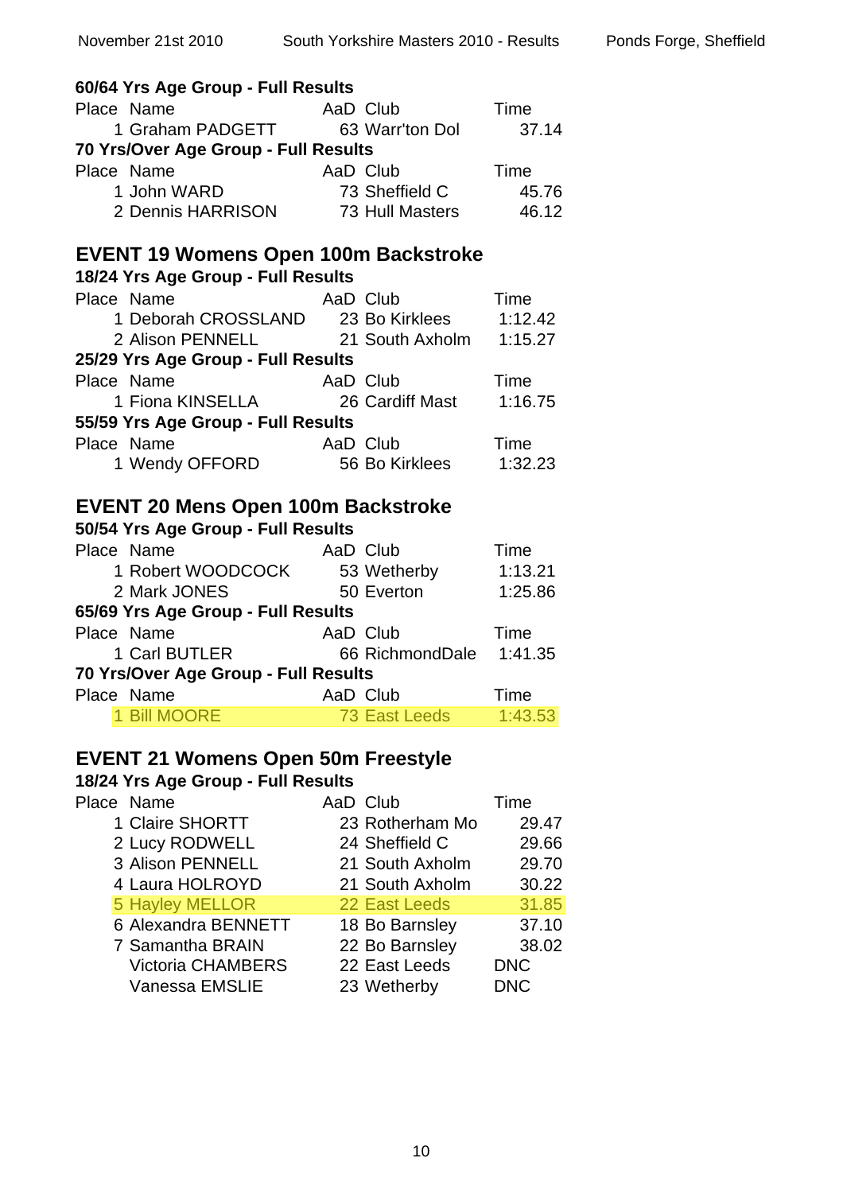**60/64 Yrs Age Group - Full Results**

| Place | Name | AaD | Club | Time |
|---|---|---|---|---|
| 1 | Graham PADGETT | 63 | Warr'ton Dol | 37.14 |

**70 Yrs/Over Age Group - Full Results**

| Place | Name | AaD | Club | Time |
|---|---|---|---|---|
| 1 | John WARD | 73 | Sheffield C | 45.76 |
| 2 | Dennis HARRISON | 73 | Hull Masters | 46.12 |

## EVENT 19 Womens Open 100m Backstroke

**18/24 Yrs Age Group - Full Results**

| Place | Name | AaD | Club | Time |
|---|---|---|---|---|
| 1 | Deborah CROSSLAND | 23 | Bo Kirklees | 1:12.42 |
| 2 | Alison PENNELL | 21 | South Axholm | 1:15.27 |

**25/29 Yrs Age Group - Full Results**

| Place | Name | AaD | Club | Time |
|---|---|---|---|---|
| 1 | Fiona KINSELLA | 26 | Cardiff Mast | 1:16.75 |

**55/59 Yrs Age Group - Full Results**

| Place | Name | AaD | Club | Time |
|---|---|---|---|---|
| 1 | Wendy OFFORD | 56 | Bo Kirklees | 1:32.23 |

## EVENT 20 Mens Open 100m Backstroke

**50/54 Yrs Age Group - Full Results**

| Place | Name | AaD | Club | Time |
|---|---|---|---|---|
| 1 | Robert WOODCOCK | 53 | Wetherby | 1:13.21 |
| 2 | Mark JONES | 50 | Everton | 1:25.86 |

**65/69 Yrs Age Group - Full Results**

| Place | Name | AaD | Club | Time |
|---|---|---|---|---|
| 1 | Carl BUTLER | 66 | RichmondDale | 1:41.35 |

**70 Yrs/Over Age Group - Full Results**

| Place | Name | AaD | Club | Time |
|---|---|---|---|---|
| 1 | Bill MOORE | 73 | East Leeds | 1:43.53 |

## EVENT 21 Womens Open 50m Freestyle

**18/24 Yrs Age Group - Full Results**

| Place | Name | AaD | Club | Time |
|---|---|---|---|---|
| 1 | Claire SHORTT | 23 | Rotherham Mo | 29.47 |
| 2 | Lucy RODWELL | 24 | Sheffield C | 29.66 |
| 3 | Alison PENNELL | 21 | South Axholm | 29.70 |
| 4 | Laura HOLROYD | 21 | South Axholm | 30.22 |
| 5 | Hayley MELLOR | 22 | East Leeds | 31.85 |
| 6 | Alexandra BENNETT | 18 | Bo Barnsley | 37.10 |
| 7 | Samantha BRAIN | 22 | Bo Barnsley | 38.02 |
| | Victoria CHAMBERS | 22 | East Leeds | DNC |
| | Vanessa EMSLIE | 23 | Wetherby | DNC |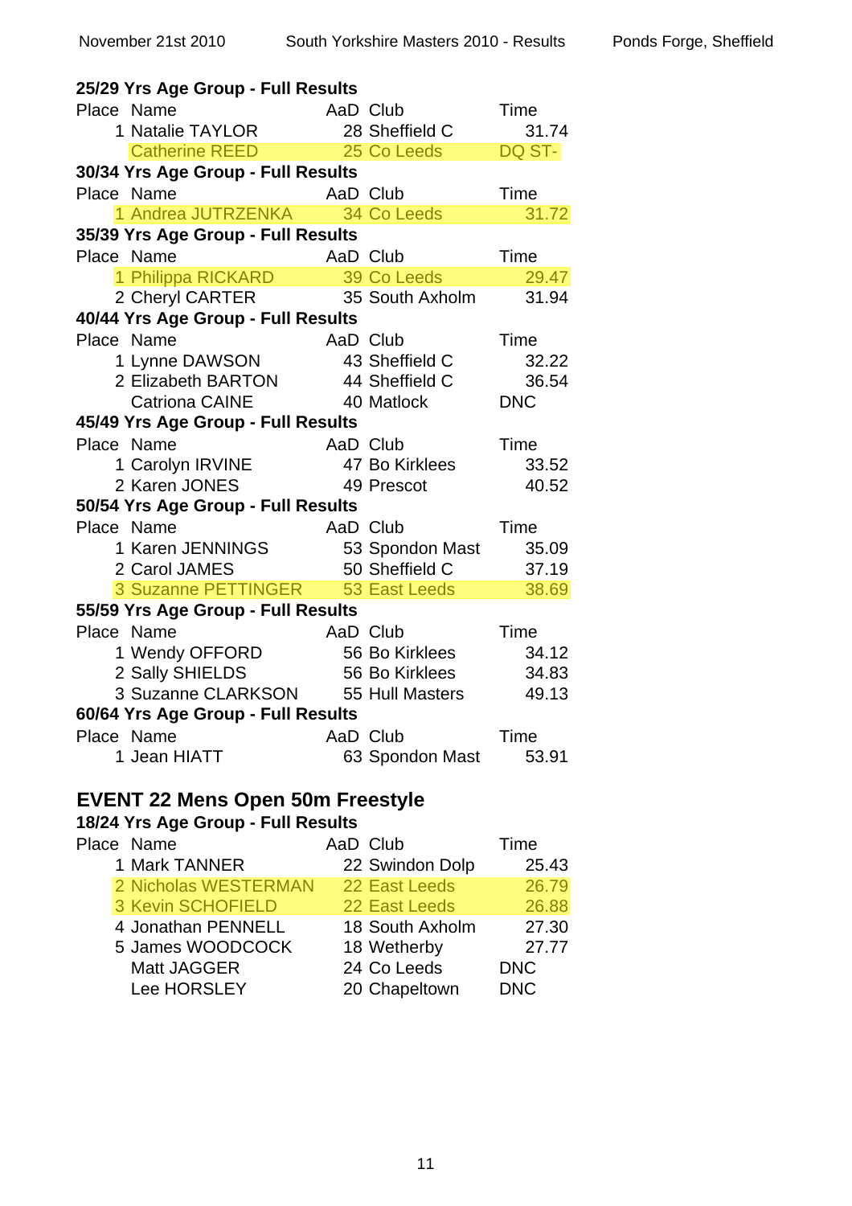**25/29 Yrs Age Group - Full Results**

| Place | Name | AaD | Club | Time |
|---|---|---|---|---|
| 1 | Natalie TAYLOR | 28 | Sheffield C | 31.74 |
| | Catherine REED | 25 | Co Leeds | DQ ST- |

**30/34 Yrs Age Group - Full Results**

| Place | Name | AaD | Club | Time |
|---|---|---|---|---|
| 1 | Andrea JUTRZENKA | 34 | Co Leeds | 31.72 |

**35/39 Yrs Age Group - Full Results**

| Place | Name | AaD | Club | Time |
|---|---|---|---|---|
| 1 | Philippa RICKARD | 39 | Co Leeds | 29.47 |
| 2 | Cheryl CARTER | 35 | South Axholm | 31.94 |

**40/44 Yrs Age Group - Full Results**

| Place | Name | AaD | Club | Time |
|---|---|---|---|---|
| 1 | Lynne DAWSON | 43 | Sheffield C | 32.22 |
| 2 | Elizabeth BARTON | 44 | Sheffield C | 36.54 |
| | Catriona CAINE | 40 | Matlock | DNC |

**45/49 Yrs Age Group - Full Results**

| Place | Name | AaD | Club | Time |
|---|---|---|---|---|
| 1 | Carolyn IRVINE | 47 | Bo Kirklees | 33.52 |
| 2 | Karen JONES | 49 | Prescot | 40.52 |

**50/54 Yrs Age Group - Full Results**

| Place | Name | AaD | Club | Time |
|---|---|---|---|---|
| 1 | Karen JENNINGS | 53 | Spondon Mast | 35.09 |
| 2 | Carol JAMES | 50 | Sheffield C | 37.19 |
| 3 | Suzanne PETTINGER | 53 | East Leeds | 38.69 |

**55/59 Yrs Age Group - Full Results**

| Place | Name | AaD | Club | Time |
|---|---|---|---|---|
| 1 | Wendy OFFORD | 56 | Bo Kirklees | 34.12 |
| 2 | Sally SHIELDS | 56 | Bo Kirklees | 34.83 |
| 3 | Suzanne CLARKSON | 55 | Hull Masters | 49.13 |

**60/64 Yrs Age Group - Full Results**

| Place | Name | AaD | Club | Time |
|---|---|---|---|---|
| 1 | Jean HIATT | 63 | Spondon Mast | 53.91 |

## EVENT 22 Mens Open 50m Freestyle

**18/24 Yrs Age Group - Full Results**

| Place | Name | AaD | Club | Time |
|---|---|---|---|---|
| 1 | Mark TANNER | 22 | Swindon Dolp | 25.43 |
| 2 | Nicholas WESTERMAN | 22 | East Leeds | 26.79 |
| 3 | Kevin SCHOFIELD | 22 | East Leeds | 26.88 |
| 4 | Jonathan PENNELL | 18 | South Axholm | 27.30 |
| 5 | James WOODCOCK | 18 | Wetherby | 27.77 |
| | Matt JAGGER | 24 | Co Leeds | DNC |
| | Lee HORSLEY | 20 | Chapeltown | DNC |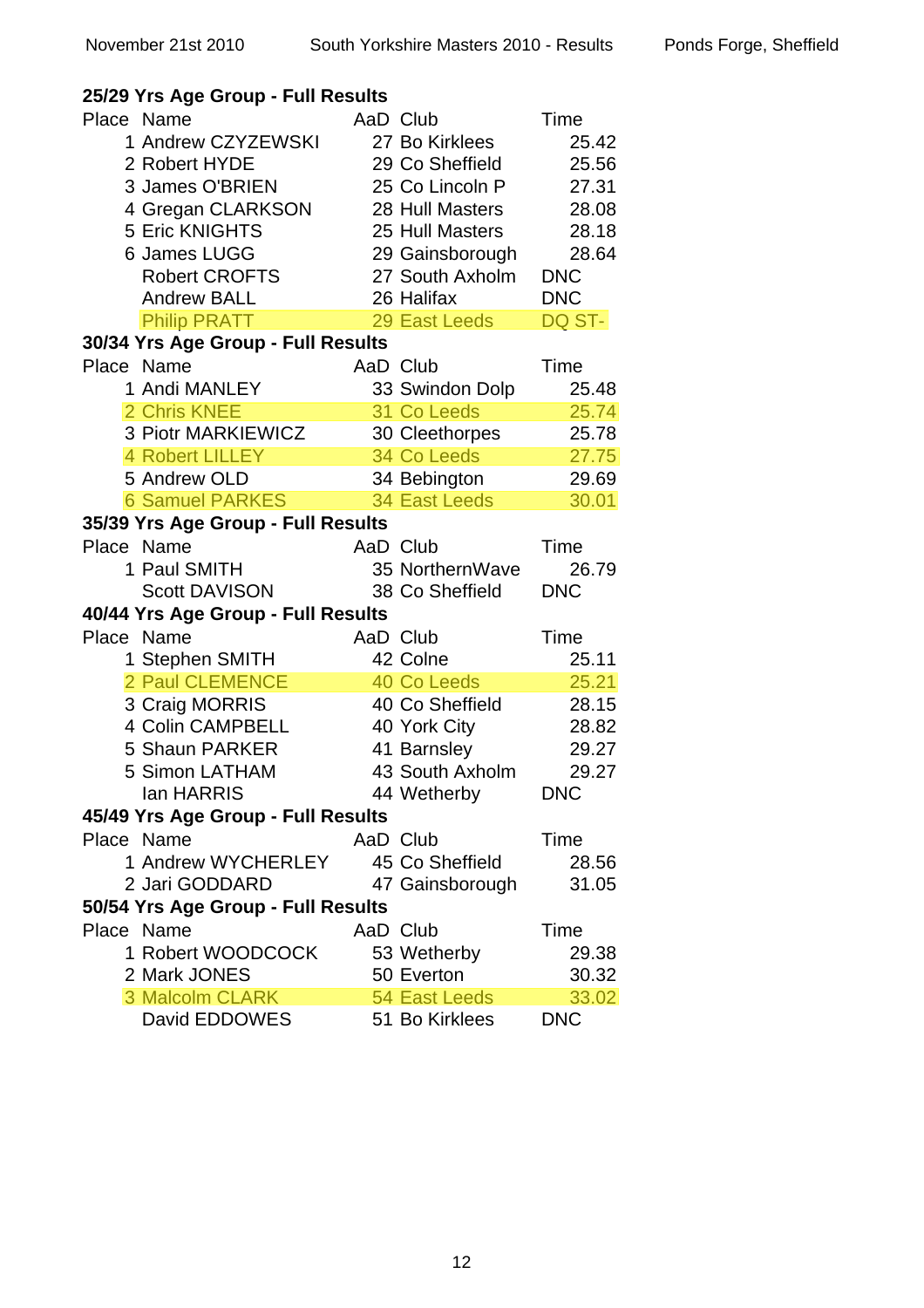### 25/29 Yrs Age Group - Full Results

| Place | Name | AaD | Club | Time |
|---|---|---|---|---|
| 1 | Andrew CZYZEWSKI | 27 | Bo Kirklees | 25.42 |
| 2 | Robert HYDE | 29 | Co Sheffield | 25.56 |
| 3 | James O'BRIEN | 25 | Co Lincoln P | 27.31 |
| 4 | Gregan CLARKSON | 28 | Hull Masters | 28.08 |
| 5 | Eric KNIGHTS | 25 | Hull Masters | 28.18 |
| 6 | James LUGG | 29 | Gainsborough | 28.64 |
| | Robert CROFTS | 27 | South Axholm | DNC |
| | Andrew BALL | 26 | Halifax | DNC |
| | Philip PRATT | 29 | East Leeds | DQ ST- |

### 30/34 Yrs Age Group - Full Results

| Place | Name | AaD | Club | Time |
|---|---|---|---|---|
| 1 | Andi MANLEY | 33 | Swindon Dolp | 25.48 |
| 2 | Chris KNEE | 31 | Co Leeds | 25.74 |
| 3 | Piotr MARKIEWICZ | 30 | Cleethorpes | 25.78 |
| 4 | Robert LILLEY | 34 | Co Leeds | 27.75 |
| 5 | Andrew OLD | 34 | Bebington | 29.69 |
| 6 | Samuel PARKES | 34 | East Leeds | 30.01 |

### 35/39 Yrs Age Group - Full Results

| Place | Name | AaD | Club | Time |
|---|---|---|---|---|
| 1 | Paul SMITH | 35 | NorthernWave | 26.79 |
| | Scott DAVISON | 38 | Co Sheffield | DNC |

### 40/44 Yrs Age Group - Full Results

| Place | Name | AaD | Club | Time |
|---|---|---|---|---|
| 1 | Stephen SMITH | 42 | Colne | 25.11 |
| 2 | Paul CLEMENCE | 40 | Co Leeds | 25.21 |
| 3 | Craig MORRIS | 40 | Co Sheffield | 28.15 |
| 4 | Colin CAMPBELL | 40 | York City | 28.82 |
| 5 | Shaun PARKER | 41 | Barnsley | 29.27 |
| 5 | Simon LATHAM | 43 | South Axholm | 29.27 |
| | Ian HARRIS | 44 | Wetherby | DNC |

### 45/49 Yrs Age Group - Full Results

| Place | Name | AaD | Club | Time |
|---|---|---|---|---|
| 1 | Andrew WYCHERLEY | 45 | Co Sheffield | 28.56 |
| 2 | Jari GODDARD | 47 | Gainsborough | 31.05 |

### 50/54 Yrs Age Group - Full Results

| Place | Name | AaD | Club | Time |
|---|---|---|---|---|
| 1 | Robert WOODCOCK | 53 | Wetherby | 29.38 |
| 2 | Mark JONES | 50 | Everton | 30.32 |
| 3 | Malcolm CLARK | 54 | East Leeds | 33.02 |
| | David EDDOWES | 51 | Bo Kirklees | DNC |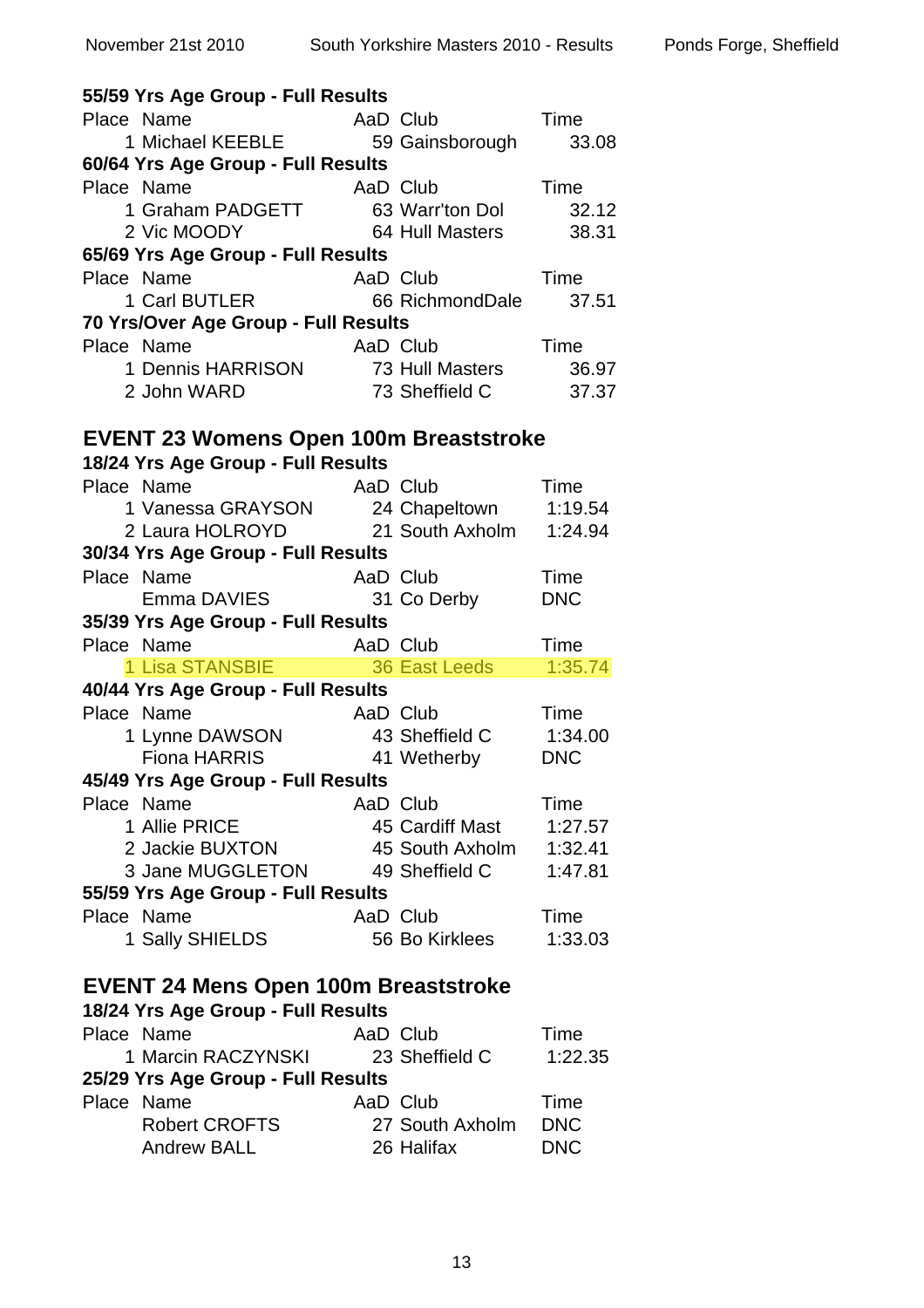**55/59 Yrs Age Group - Full Results**

| Place | Name | AaD | Club | Time |
|---|---|---|---|---|
| 1 | Michael KEEBLE | 59 | Gainsborough | 33.08 |

**60/64 Yrs Age Group - Full Results**

| Place | Name | AaD | Club | Time |
|---|---|---|---|---|
| 1 | Graham PADGETT | 63 | Warr'ton Dol | 32.12 |
| 2 | Vic MOODY | 64 | Hull Masters | 38.31 |

**65/69 Yrs Age Group - Full Results**

| Place | Name | AaD | Club | Time |
|---|---|---|---|---|
| 1 | Carl BUTLER | 66 | RichmondDale | 37.51 |

**70 Yrs/Over Age Group - Full Results**

| Place | Name | AaD | Club | Time |
|---|---|---|---|---|
| 1 | Dennis HARRISON | 73 | Hull Masters | 36.97 |
| 2 | John WARD | 73 | Sheffield C | 37.37 |

## EVENT 23 Womens Open 100m Breaststroke

**18/24 Yrs Age Group - Full Results**

| Place | Name | AaD | Club | Time |
|---|---|---|---|---|
| 1 | Vanessa GRAYSON | 24 | Chapeltown | 1:19.54 |
| 2 | Laura HOLROYD | 21 | South Axholm | 1:24.94 |

**30/34 Yrs Age Group - Full Results**

| Place | Name | AaD | Club | Time |
|---|---|---|---|---|
| | Emma DAVIES | 31 | Co Derby | DNC |

**35/39 Yrs Age Group - Full Results**

| Place | Name | AaD | Club | Time |
|---|---|---|---|---|
| 1 | Lisa STANSBIE | 36 | East Leeds | 1:35.74 |

**40/44 Yrs Age Group - Full Results**

| Place | Name | AaD | Club | Time |
|---|---|---|---|---|
| 1 | Lynne DAWSON | 43 | Sheffield C | 1:34.00 |
| | Fiona HARRIS | 41 | Wetherby | DNC |

**45/49 Yrs Age Group - Full Results**

| Place | Name | AaD | Club | Time |
|---|---|---|---|---|
| 1 | Allie PRICE | 45 | Cardiff Mast | 1:27.57 |
| 2 | Jackie BUXTON | 45 | South Axholm | 1:32.41 |
| 3 | Jane MUGGLETON | 49 | Sheffield C | 1:47.81 |

**55/59 Yrs Age Group - Full Results**

| Place | Name | AaD | Club | Time |
|---|---|---|---|---|
| 1 | Sally SHIELDS | 56 | Bo Kirklees | 1:33.03 |

## EVENT 24 Mens Open 100m Breaststroke

**18/24 Yrs Age Group - Full Results**

| Place | Name | AaD | Club | Time |
|---|---|---|---|---|
| 1 | Marcin RACZYNSKI | 23 | Sheffield C | 1:22.35 |

**25/29 Yrs Age Group - Full Results**

| Place | Name | AaD | Club | Time |
|---|---|---|---|---|
| | Robert CROFTS | 27 | South Axholm | DNC |
| | Andrew BALL | 26 | Halifax | DNC |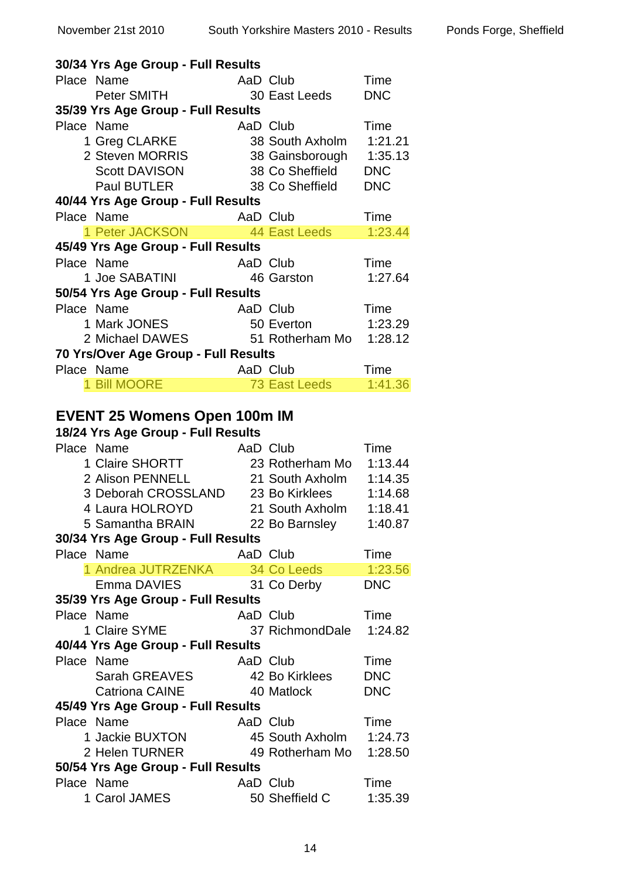**30/34 Yrs Age Group - Full Results**

| Place | Name | AaD | Club | Time |
|---|---|---|---|---|
| | Peter SMITH | 30 | East Leeds | DNC |

**35/39 Yrs Age Group - Full Results**

| Place | Name | AaD | Club | Time |
|---|---|---|---|---|
| 1 | Greg CLARKE | 38 | South Axholm | 1:21.21 |
| 2 | Steven MORRIS | 38 | Gainsborough | 1:35.13 |
| | Scott DAVISON | 38 | Co Sheffield | DNC |
| | Paul BUTLER | 38 | Co Sheffield | DNC |

**40/44 Yrs Age Group - Full Results**

| Place | Name | AaD | Club | Time |
|---|---|---|---|---|
| 1 | Peter JACKSON | 44 | East Leeds | 1:23.44 |

**45/49 Yrs Age Group - Full Results**

| Place | Name | AaD | Club | Time |
|---|---|---|---|---|
| 1 | Joe SABATINI | 46 | Garston | 1:27.64 |

**50/54 Yrs Age Group - Full Results**

| Place | Name | AaD | Club | Time |
|---|---|---|---|---|
| 1 | Mark JONES | 50 | Everton | 1:23.29 |
| 2 | Michael DAWES | 51 | Rotherham Mo | 1:28.12 |

**70 Yrs/Over Age Group - Full Results**

| Place | Name | AaD | Club | Time |
|---|---|---|---|---|
| 1 | Bill MOORE | 73 | East Leeds | 1:41.36 |

## EVENT 25 Womens Open 100m IM

**18/24 Yrs Age Group - Full Results**

| Place | Name | AaD | Club | Time |
|---|---|---|---|---|
| 1 | Claire SHORTT | 23 | Rotherham Mo | 1:13.44 |
| 2 | Alison PENNELL | 21 | South Axholm | 1:14.35 |
| 3 | Deborah CROSSLAND | 23 | Bo Kirklees | 1:14.68 |
| 4 | Laura HOLROYD | 21 | South Axholm | 1:18.41 |
| 5 | Samantha BRAIN | 22 | Bo Barnsley | 1:40.87 |

**30/34 Yrs Age Group - Full Results**

| Place | Name | AaD | Club | Time |
|---|---|---|---|---|
| 1 | Andrea JUTRZENKA | 34 | Co Leeds | 1:23.56 |
| | Emma DAVIES | 31 | Co Derby | DNC |

**35/39 Yrs Age Group - Full Results**

| Place | Name | AaD | Club | Time |
|---|---|---|---|---|
| 1 | Claire SYME | 37 | RichmondDale | 1:24.82 |

**40/44 Yrs Age Group - Full Results**

| Place | Name | AaD | Club | Time |
|---|---|---|---|---|
| | Sarah GREAVES | 42 | Bo Kirklees | DNC |
| | Catriona CAINE | 40 | Matlock | DNC |

**45/49 Yrs Age Group - Full Results**

| Place | Name | AaD | Club | Time |
|---|---|---|---|---|
| 1 | Jackie BUXTON | 45 | South Axholm | 1:24.73 |
| 2 | Helen TURNER | 49 | Rotherham Mo | 1:28.50 |

**50/54 Yrs Age Group - Full Results**

| Place | Name | AaD | Club | Time |
|---|---|---|---|---|
| 1 | Carol JAMES | 50 | Sheffield C | 1:35.39 |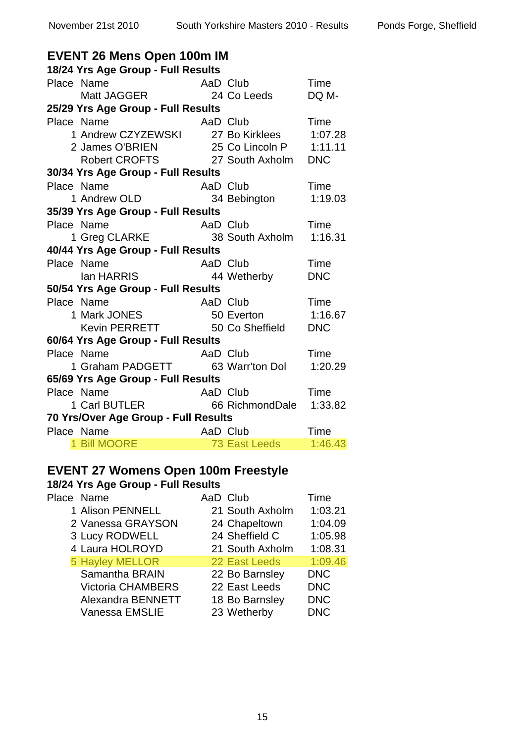## EVENT 26 Mens Open 100m IM

### 18/24 Yrs Age Group - Full Results

| Place | Name | AaD | Club | Time |
|---|---|---|---|---|
| | Matt JAGGER | 24 | Co Leeds | DQ M- |

### 25/29 Yrs Age Group - Full Results

| Place | Name | AaD | Club | Time |
|---|---|---|---|---|
| 1 | Andrew CZYZEWSKI | 27 | Bo Kirklees | 1:07.28 |
| 2 | James O'BRIEN | 25 | Co Lincoln P | 1:11.11 |
| | Robert CROFTS | 27 | South Axholm | DNC |

### 30/34 Yrs Age Group - Full Results

| Place | Name | AaD | Club | Time |
|---|---|---|---|---|
| 1 | Andrew OLD | 34 | Bebington | 1:19.03 |

### 35/39 Yrs Age Group - Full Results

| Place | Name | AaD | Club | Time |
|---|---|---|---|---|
| 1 | Greg CLARKE | 38 | South Axholm | 1:16.31 |

### 40/44 Yrs Age Group - Full Results

| Place | Name | AaD | Club | Time |
|---|---|---|---|---|
| | Ian HARRIS | 44 | Wetherby | DNC |

### 50/54 Yrs Age Group - Full Results

| Place | Name | AaD | Club | Time |
|---|---|---|---|---|
| 1 | Mark JONES | 50 | Everton | 1:16.67 |
| | Kevin PERRETT | 50 | Co Sheffield | DNC |

### 60/64 Yrs Age Group - Full Results

| Place | Name | AaD | Club | Time |
|---|---|---|---|---|
| 1 | Graham PADGETT | 63 | Warr'ton Dol | 1:20.29 |

### 65/69 Yrs Age Group - Full Results

| Place | Name | AaD | Club | Time |
|---|---|---|---|---|
| 1 | Carl BUTLER | 66 | RichmondDale | 1:33.82 |

### 70 Yrs/Over Age Group - Full Results

| Place | Name | AaD | Club | Time |
|---|---|---|---|---|
| 1 | Bill MOORE | 73 | East Leeds | 1:46.43 |

## EVENT 27 Womens Open 100m Freestyle

### 18/24 Yrs Age Group - Full Results

| Place | Name | AaD | Club | Time |
|---|---|---|---|---|
| 1 | Alison PENNELL | 21 | South Axholm | 1:03.21 |
| 2 | Vanessa GRAYSON | 24 | Chapeltown | 1:04.09 |
| 3 | Lucy RODWELL | 24 | Sheffield C | 1:05.98 |
| 4 | Laura HOLROYD | 21 | South Axholm | 1:08.31 |
| 5 | Hayley MELLOR | 22 | East Leeds | 1:09.46 |
| | Samantha BRAIN | 22 | Bo Barnsley | DNC |
| | Victoria CHAMBERS | 22 | East Leeds | DNC |
| | Alexandra BENNETT | 18 | Bo Barnsley | DNC |
| | Vanessa EMSLIE | 23 | Wetherby | DNC |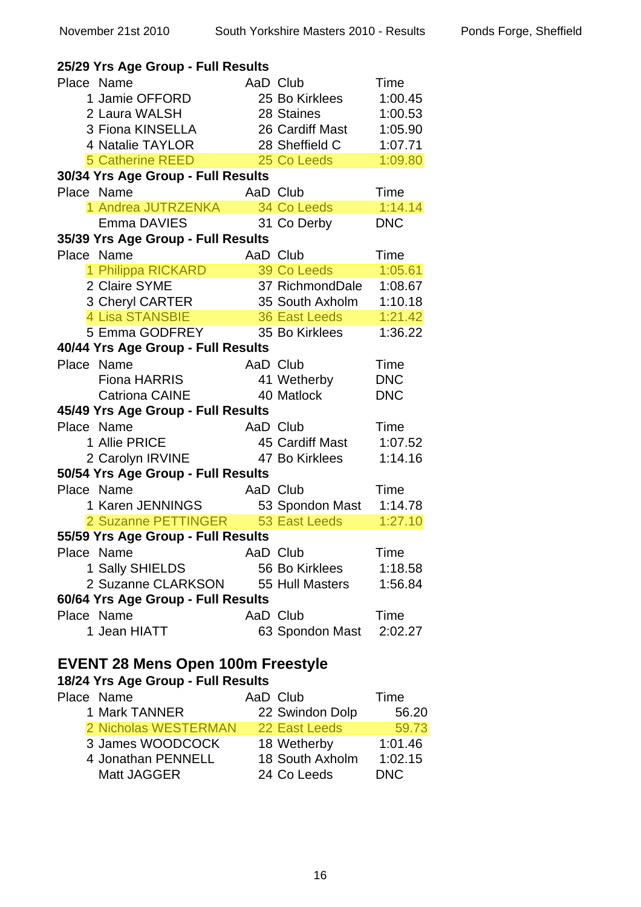**25/29 Yrs Age Group - Full Results**

| Place | Name | AaD | Club | Time |
|---|---|---|---|---|
| 1 | Jamie OFFORD | 25 | Bo Kirklees | 1:00.45 |
| 2 | Laura WALSH | 28 | Staines | 1:00.53 |
| 3 | Fiona KINSELLA | 26 | Cardiff Mast | 1:05.90 |
| 4 | Natalie TAYLOR | 28 | Sheffield C | 1:07.71 |
| 5 | Catherine REED | 25 | Co Leeds | 1:09.80 |

**30/34 Yrs Age Group - Full Results**

| Place | Name | AaD | Club | Time |
|---|---|---|---|---|
| 1 | Andrea JUTRZENKA | 34 | Co Leeds | 1:14.14 |
| | Emma DAVIES | 31 | Co Derby | DNC |

**35/39 Yrs Age Group - Full Results**

| Place | Name | AaD | Club | Time |
|---|---|---|---|---|
| 1 | Philippa RICKARD | 39 | Co Leeds | 1:05.61 |
| 2 | Claire SYME | 37 | RichmondDale | 1:08.67 |
| 3 | Cheryl CARTER | 35 | South Axholm | 1:10.18 |
| 4 | Lisa STANSBIE | 36 | East Leeds | 1:21.42 |
| 5 | Emma GODFREY | 35 | Bo Kirklees | 1:36.22 |

**40/44 Yrs Age Group - Full Results**

| Place | Name | AaD | Club | Time |
|---|---|---|---|---|
| | Fiona HARRIS | 41 | Wetherby | DNC |
| | Catriona CAINE | 40 | Matlock | DNC |

**45/49 Yrs Age Group - Full Results**

| Place | Name | AaD | Club | Time |
|---|---|---|---|---|
| 1 | Allie PRICE | 45 | Cardiff Mast | 1:07.52 |
| 2 | Carolyn IRVINE | 47 | Bo Kirklees | 1:14.16 |

**50/54 Yrs Age Group - Full Results**

| Place | Name | AaD | Club | Time |
|---|---|---|---|---|
| 1 | Karen JENNINGS | 53 | Spondon Mast | 1:14.78 |
| 2 | Suzanne PETTINGER | 53 | East Leeds | 1:27.10 |

**55/59 Yrs Age Group - Full Results**

| Place | Name | AaD | Club | Time |
|---|---|---|---|---|
| 1 | Sally SHIELDS | 56 | Bo Kirklees | 1:18.58 |
| 2 | Suzanne CLARKSON | 55 | Hull Masters | 1:56.84 |

**60/64 Yrs Age Group - Full Results**

| Place | Name | AaD | Club | Time |
|---|---|---|---|---|
| 1 | Jean HIATT | 63 | Spondon Mast | 2:02.27 |

## EVENT 28 Mens Open 100m Freestyle

**18/24 Yrs Age Group - Full Results**

| Place | Name | AaD | Club | Time |
|---|---|---|---|---|
| 1 | Mark TANNER | 22 | Swindon Dolp | 56.20 |
| 2 | Nicholas WESTERMAN | 22 | East Leeds | 59.73 |
| 3 | James WOODCOCK | 18 | Wetherby | 1:01.46 |
| 4 | Jonathan PENNELL | 18 | South Axholm | 1:02.15 |
| | Matt JAGGER | 24 | Co Leeds | DNC |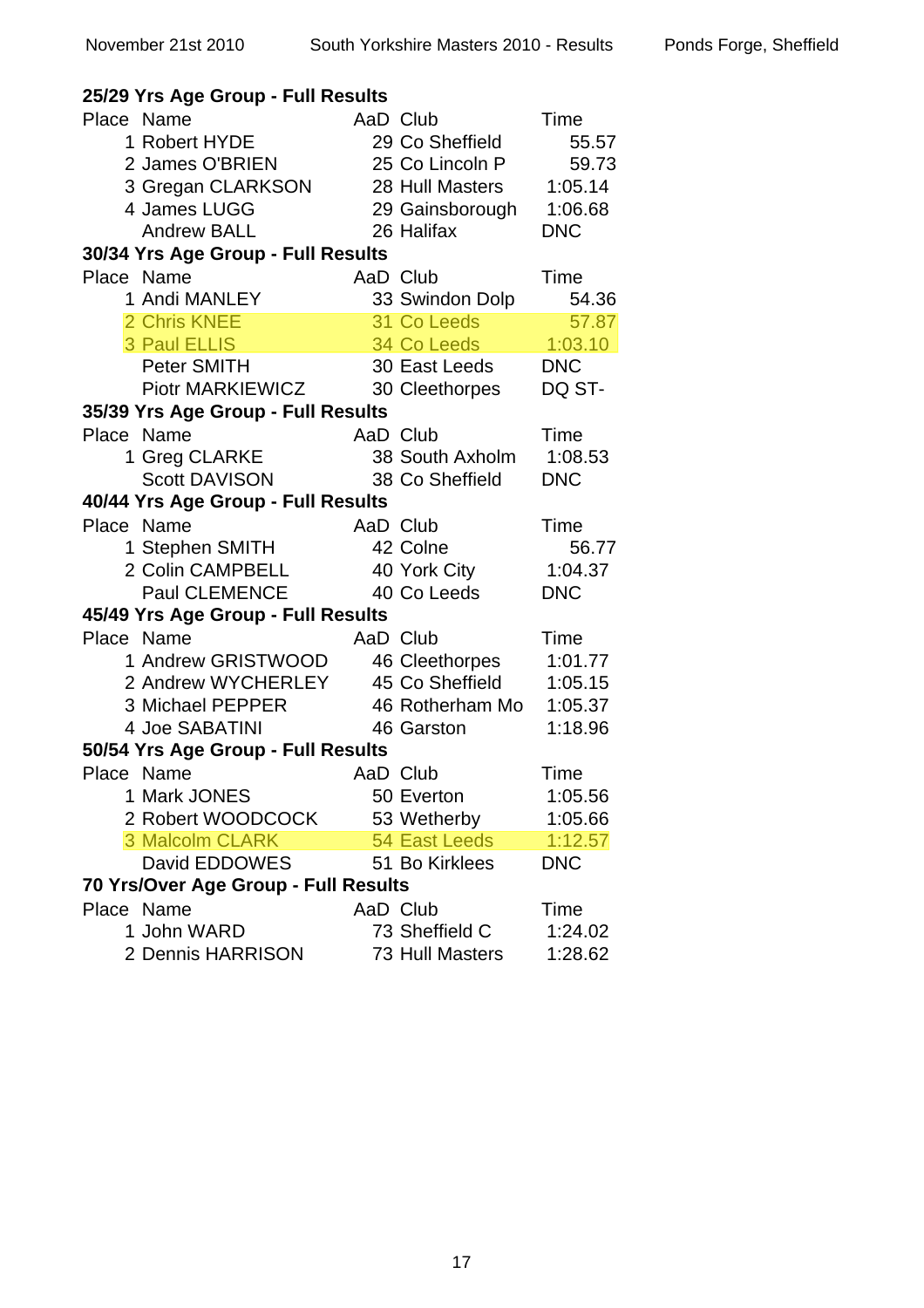### 25/29 Yrs Age Group - Full Results

| Place | Name | AaD | Club | Time |
|---|---|---|---|---|
| 1 | Robert HYDE | 29 | Co Sheffield | 55.57 |
| 2 | James O'BRIEN | 25 | Co Lincoln P | 59.73 |
| 3 | Gregan CLARKSON | 28 | Hull Masters | 1:05.14 |
| 4 | James LUGG | 29 | Gainsborough | 1:06.68 |
| | Andrew BALL | 26 | Halifax | DNC |

### 30/34 Yrs Age Group - Full Results

| Place | Name | AaD | Club | Time |
|---|---|---|---|---|
| 1 | Andi MANLEY | 33 | Swindon Dolp | 54.36 |
| 2 | Chris KNEE | 31 | Co Leeds | 57.87 |
| 3 | Paul ELLIS | 34 | Co Leeds | 1:03.10 |
| | Peter SMITH | 30 | East Leeds | DNC |
| | Piotr MARKIEWICZ | 30 | Cleethorpes | DQ ST- |

### 35/39 Yrs Age Group - Full Results

| Place | Name | AaD | Club | Time |
|---|---|---|---|---|
| 1 | Greg CLARKE | 38 | South Axholm | 1:08.53 |
| | Scott DAVISON | 38 | Co Sheffield | DNC |

### 40/44 Yrs Age Group - Full Results

| Place | Name | AaD | Club | Time |
|---|---|---|---|---|
| 1 | Stephen SMITH | 42 | Colne | 56.77 |
| 2 | Colin CAMPBELL | 40 | York City | 1:04.37 |
| | Paul CLEMENCE | 40 | Co Leeds | DNC |

### 45/49 Yrs Age Group - Full Results

| Place | Name | AaD | Club | Time |
|---|---|---|---|---|
| 1 | Andrew GRISTWOOD | 46 | Cleethorpes | 1:01.77 |
| 2 | Andrew WYCHERLEY | 45 | Co Sheffield | 1:05.15 |
| 3 | Michael PEPPER | 46 | Rotherham Mo | 1:05.37 |
| 4 | Joe SABATINI | 46 | Garston | 1:18.96 |

### 50/54 Yrs Age Group - Full Results

| Place | Name | AaD | Club | Time |
|---|---|---|---|---|
| 1 | Mark JONES | 50 | Everton | 1:05.56 |
| 2 | Robert WOODCOCK | 53 | Wetherby | 1:05.66 |
| 3 | Malcolm CLARK | 54 | East Leeds | 1:12.57 |
| | David EDDOWES | 51 | Bo Kirklees | DNC |

### 70 Yrs/Over Age Group - Full Results

| Place | Name | AaD | Club | Time |
|---|---|---|---|---|
| 1 | John WARD | 73 | Sheffield C | 1:24.02 |
| 2 | Dennis HARRISON | 73 | Hull Masters | 1:28.62 |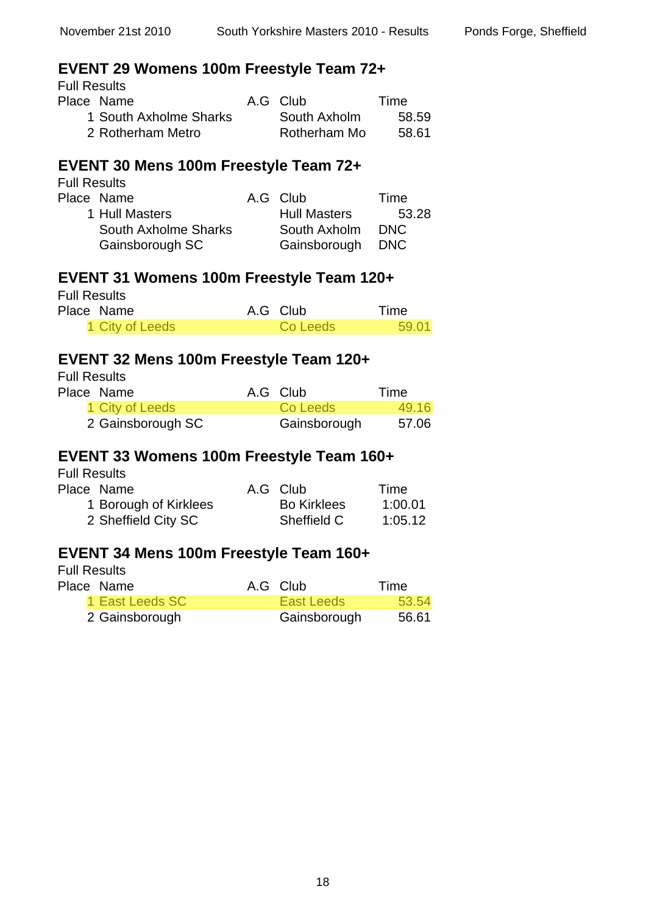## EVENT 29 Womens 100m Freestyle Team 72+

Full Results

| Place | Name | A.G | Club | Time |
|---|---|---|---|---|
| 1 | South Axholme Sharks | | South Axholm | 58.59 |
| 2 | Rotherham Metro | | Rotherham Mo | 58.61 |

## EVENT 30 Mens 100m Freestyle Team 72+

Full Results

| Place | Name | A.G | Club | Time |
|---|---|---|---|---|
| 1 | Hull Masters | | Hull Masters | 53.28 |
| | South Axholme Sharks | | South Axholm | DNC |
| | Gainsborough SC | | Gainsborough | DNC |

## EVENT 31 Womens 100m Freestyle Team 120+

Full Results

| Place | Name | A.G | Club | Time |
|---|---|---|---|---|
| 1 | City of Leeds | | Co Leeds | 59.01 |

## EVENT 32 Mens 100m Freestyle Team 120+

Full Results

| Place | Name | A.G | Club | Time |
|---|---|---|---|---|
| 1 | City of Leeds | | Co Leeds | 49.16 |
| 2 | Gainsborough SC | | Gainsborough | 57.06 |

## EVENT 33 Womens 100m Freestyle Team 160+

Full Results

| Place | Name | A.G | Club | Time |
|---|---|---|---|---|
| 1 | Borough of Kirklees | | Bo Kirklees | 1:00.01 |
| 2 | Sheffield City SC | | Sheffield C | 1:05.12 |

## EVENT 34 Mens 100m Freestyle Team 160+

Full Results

| Place | Name | A.G | Club | Time |
|---|---|---|---|---|
| 1 | East Leeds SC | | East Leeds | 53.54 |
| 2 | Gainsborough | | Gainsborough | 56.61 |